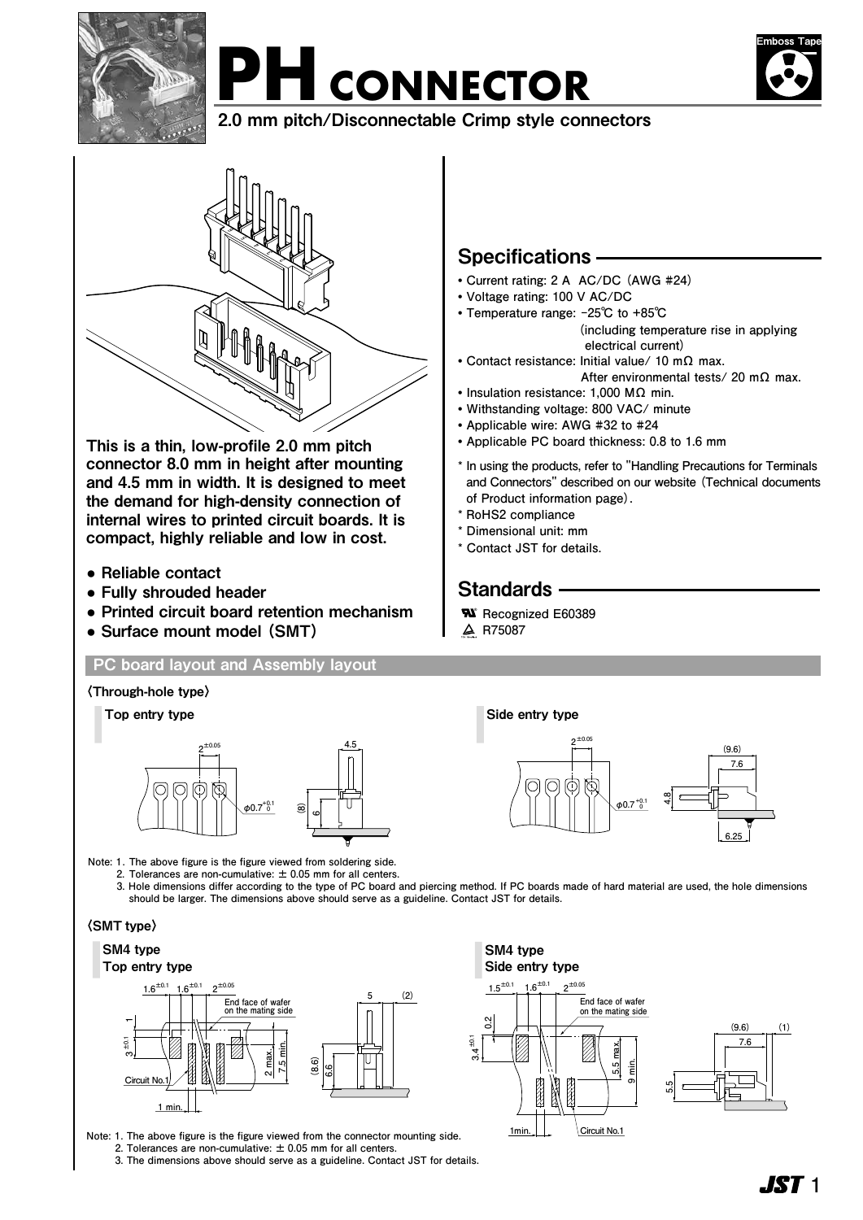# PH CONNECTOR

**2.0 mm pitch/Disconnectable Crimp style connectors**

**This is a thin, low-profile 2.0 mm pitch connector 8.0 mm in height after mounting and 4.5 mm in width. It is designed to meet the demand for high-density connection of internal wires to printed circuit boards. It is compact, highly reliable and low in cost.**

- **Reliable contact**
- **Fully shrouded header**
- **Printed circuit board retention mechanism**
- **Surface mount model (SMT)**

## Specifications

- Current rating: 2 A AC/DC (AWG #24)
- Voltage rating: 100 V AC/DC
- Temperature range: -25℃ to +85℃ (including temperature rise in applying electrical current)
- Contact resistance: Initial value/ 10 mΩ max. After environmental tests/ 20 mΩ max.
- Insulation resistance: 1,000 MΩ min.
- Withstanding voltage: 800 VAC/ minute
- Applicable wire: AWG #32 to #24
- Applicable PC board thickness: 0.8 to 1.6 mm

\* In using the products, refer to "Handling Precautions for Terminals and Connectors" described on our website (Technical documents of Product information page).
\* RoHS2 compliance
\* Dimensional unit: mm
\* Contact JST for details.

## Standards

Recognized E60389
R75087

## PC board layout and Assembly layout

### 〈Through-hole type〉

**Top entry type**

**Side entry type**

Note: 1. The above figure is the figure viewed from soldering side.
2. Tolerances are non-cumulative: ± 0.05 mm for all centers.
3. Hole dimensions differ according to the type of PC board and piercing method. If PC boards made of hard material are used, the hole dimensions should be larger. The dimensions above should serve as a guideline. Contact JST for details.

### 〈SMT type〉

**SM4 type**
**Top entry type**

**SM4 type**
**Side entry type**

Note: 1. The above figure is the figure viewed from the connector mounting side.
2. Tolerances are non-cumulative: ± 0.05 mm for all centers.
3. The dimensions above should serve as a guideline. Contact JST for details.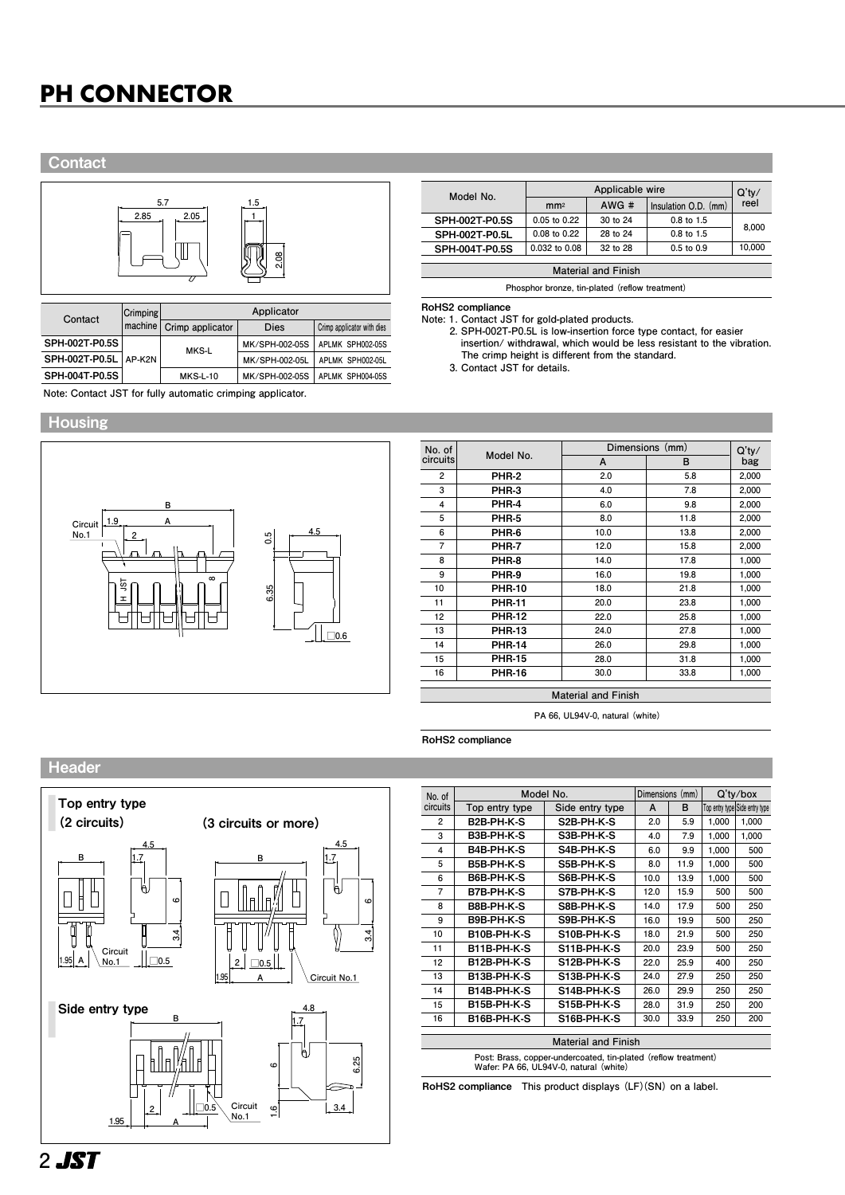# PH CONNECTOR

## Contact

| Contact | Crimping machine | Applicator | | |
|---|---|---|---|---|
| | | Crimp applicator | Dies | Crimp applicator with dies |
| SPH-002T-P0.5S | AP-K2N | MKS-L | MK/SPH-002-05S | APLMK SPH002-05S |
| SPH-002T-P0.5L | | | MK/SPH-002-05L | APLMK SPH002-05L |
| SPH-004T-P0.5S | | MKS-L-10 | MK/SPH-002-05S | APLMK SPH004-05S |

Note: Contact JST for fully automatic crimping applicator.

| Model No. | Applicable wire | | | Q'ty/ reel |
|---|---|---|---|---|
| | mm$^2$ | AWG # | Insulation O.D. (mm) | |
| SPH-002T-P0.5S | 0.05 to 0.22 | 30 to 24 | 0.8 to 1.5 | 8,000 |
| SPH-002T-P0.5L | 0.08 to 0.22 | 28 to 24 | 0.8 to 1.5 | |
| SPH-004T-P0.5S | 0.032 to 0.08 | 32 to 28 | 0.5 to 0.9 | 10,000 |

**Material and Finish**

Phosphor bronze, tin-plated (reflow treatment)

**RoHS2 compliance**

Note: 1. Contact JST for gold-plated products.
2. SPH-002T-P0.5L is low-insertion force type contact, for easier insertion/ withdrawal, which would be less resistant to the vibration. The crimp height is different from the standard.
3. Contact JST for details.

## Housing

| No. of circuits | Model No. | Dimensions (mm) | | Q'ty/ bag |
|---|---|---|---|---|
| | | A | B | |
| 2 | PHR-2 | 2.0 | 5.8 | 2,000 |
| 3 | PHR-3 | 4.0 | 7.8 | 2,000 |
| 4 | PHR-4 | 6.0 | 9.8 | 2,000 |
| 5 | PHR-5 | 8.0 | 11.8 | 2,000 |
| 6 | PHR-6 | 10.0 | 13.8 | 2,000 |
| 7 | PHR-7 | 12.0 | 15.8 | 2,000 |
| 8 | PHR-8 | 14.0 | 17.8 | 1,000 |
| 9 | PHR-9 | 16.0 | 19.8 | 1,000 |
| 10 | PHR-10 | 18.0 | 21.8 | 1,000 |
| 11 | PHR-11 | 20.0 | 23.8 | 1,000 |
| 12 | PHR-12 | 22.0 | 25.8 | 1,000 |
| 13 | PHR-13 | 24.0 | 27.8 | 1,000 |
| 14 | PHR-14 | 26.0 | 29.8 | 1,000 |
| 15 | PHR-15 | 28.0 | 31.8 | 1,000 |
| 16 | PHR-16 | 30.0 | 33.8 | 1,000 |

**Material and Finish**

PA 66, UL94V-0, natural (white)

**RoHS2 compliance**

## Header

**Top entry type**

(2 circuits) (3 circuits or more)

**Side entry type**

| No. of circuits | Model No. | | Dimensions (mm) | | Q'ty/box | |
|---|---|---|---|---|---|---|
| | Top entry type | Side entry type | A | B | Top entry type | Side entry type |
| 2 | B2B-PH-K-S | S2B-PH-K-S | 2.0 | 5.9 | 1,000 | 1,000 |
| 3 | B3B-PH-K-S | S3B-PH-K-S | 4.0 | 7.9 | 1,000 | 1,000 |
| 4 | B4B-PH-K-S | S4B-PH-K-S | 6.0 | 9.9 | 1,000 | 500 |
| 5 | B5B-PH-K-S | S5B-PH-K-S | 8.0 | 11.9 | 1,000 | 500 |
| 6 | B6B-PH-K-S | S6B-PH-K-S | 10.0 | 13.9 | 1,000 | 500 |
| 7 | B7B-PH-K-S | S7B-PH-K-S | 12.0 | 15.9 | 500 | 500 |
| 8 | B8B-PH-K-S | S8B-PH-K-S | 14.0 | 17.9 | 500 | 250 |
| 9 | B9B-PH-K-S | S9B-PH-K-S | 16.0 | 19.9 | 500 | 250 |
| 10 | B10B-PH-K-S | S10B-PH-K-S | 18.0 | 21.9 | 500 | 250 |
| 11 | B11B-PH-K-S | S11B-PH-K-S | 20.0 | 23.9 | 500 | 250 |
| 12 | B12B-PH-K-S | S12B-PH-K-S | 22.0 | 25.9 | 400 | 250 |
| 13 | B13B-PH-K-S | S13B-PH-K-S | 24.0 | 27.9 | 250 | 250 |
| 14 | B14B-PH-K-S | S14B-PH-K-S | 26.0 | 29.9 | 250 | 250 |
| 15 | B15B-PH-K-S | S15B-PH-K-S | 28.0 | 31.9 | 250 | 200 |
| 16 | B16B-PH-K-S | S16B-PH-K-S | 30.0 | 33.9 | 250 | 200 |

**Material and Finish**

Post: Brass, copper-undercoated, tin-plated (reflow treatment)
Wafer: PA 66, UL94V-0, natural (white)

**RoHS2 compliance** This product displays (LF)(SN) on a label.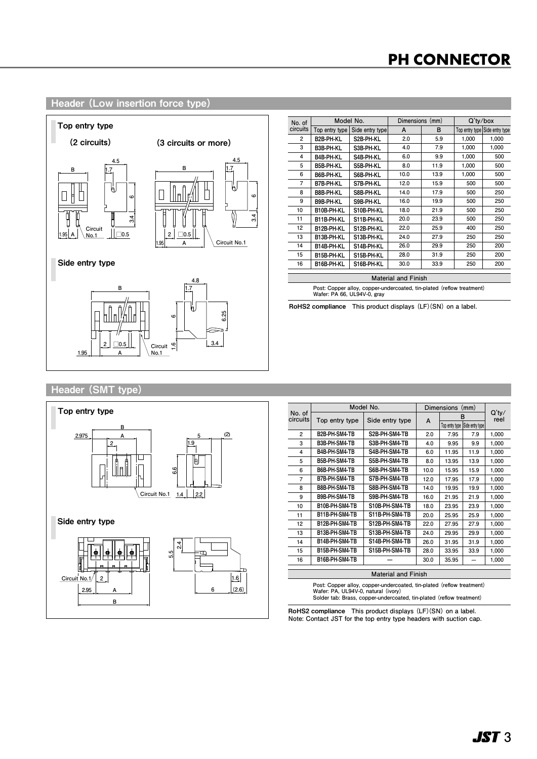## Header (Low insertion force type)

**Top entry type**

(2 circuits) (3 circuits or more)

**Side entry type**

| No. of circuits | Model No. | | Dimensions (mm) | | Q'ty/box | |
|---|---|---|---|---|---|---|
| | Top entry type | Side entry type | A | B | Top entry type | Side entry type |
| 2 | B2B-PH-KL | S2B-PH-KL | 2.0 | 5.9 | 1,000 | 1,000 |
| 3 | B3B-PH-KL | S3B-PH-KL | 4.0 | 7.9 | 1,000 | 1,000 |
| 4 | B4B-PH-KL | S4B-PH-KL | 6.0 | 9.9 | 1,000 | 500 |
| 5 | B5B-PH-KL | S5B-PH-KL | 8.0 | 11.9 | 1,000 | 500 |
| 6 | B6B-PH-KL | S6B-PH-KL | 10.0 | 13.9 | 1,000 | 500 |
| 7 | B7B-PH-KL | S7B-PH-KL | 12.0 | 15.9 | 500 | 500 |
| 8 | B8B-PH-KL | S8B-PH-KL | 14.0 | 17.9 | 500 | 250 |
| 9 | B9B-PH-KL | S9B-PH-KL | 16.0 | 19.9 | 500 | 250 |
| 10 | B10B-PH-KL | S10B-PH-KL | 18.0 | 21.9 | 500 | 250 |
| 11 | B11B-PH-KL | S11B-PH-KL | 20.0 | 23.9 | 500 | 250 |
| 12 | B12B-PH-KL | S12B-PH-KL | 22.0 | 25.9 | 400 | 250 |
| 13 | B13B-PH-KL | S13B-PH-KL | 24.0 | 27.9 | 250 | 250 |
| 14 | B14B-PH-KL | S14B-PH-KL | 26.0 | 29.9 | 250 | 200 |
| 15 | B15B-PH-KL | S15B-PH-KL | 28.0 | 31.9 | 250 | 200 |
| 16 | B16B-PH-KL | S16B-PH-KL | 30.0 | 33.9 | 250 | 200 |

**Material and Finish**

Post: Copper alloy, copper-undercoated, tin-plated (reflow treatment)
Wafer: PA 66, UL94V-0, gray

**RoHS2 compliance** This product displays (LF)(SN) on a label.

## Header (SMT type)

**Top entry type**

**Side entry type**

| No. of circuits | Model No. | | Dimensions (mm) | | | Q'ty/reel |
|---|---|---|---|---|---|---|
| | Top entry type | Side entry type | A | B | | |
| | | | | Top entry type | Side entry type | |
| 2 | B2B-PH-SM4-TB | S2B-PH-SM4-TB | 2.0 | 7.95 | 7.9 | 1,000 |
| 3 | B3B-PH-SM4-TB | S3B-PH-SM4-TB | 4.0 | 9.95 | 9.9 | 1,000 |
| 4 | B4B-PH-SM4-TB | S4B-PH-SM4-TB | 6.0 | 11.95 | 11.9 | 1,000 |
| 5 | B5B-PH-SM4-TB | S5B-PH-SM4-TB | 8.0 | 13.95 | 13.9 | 1,000 |
| 6 | B6B-PH-SM4-TB | S6B-PH-SM4-TB | 10.0 | 15.95 | 15.9 | 1,000 |
| 7 | B7B-PH-SM4-TB | S7B-PH-SM4-TB | 12.0 | 17.95 | 17.9 | 1,000 |
| 8 | B8B-PH-SM4-TB | S8B-PH-SM4-TB | 14.0 | 19.95 | 19.9 | 1,000 |
| 9 | B9B-PH-SM4-TB | S9B-PH-SM4-TB | 16.0 | 21.95 | 21.9 | 1,000 |
| 10 | B10B-PH-SM4-TB | S10B-PH-SM4-TB | 18.0 | 23.95 | 23.9 | 1,000 |
| 11 | B11B-PH-SM4-TB | S11B-PH-SM4-TB | 20.0 | 25.95 | 25.9 | 1,000 |
| 12 | B12B-PH-SM4-TB | S12B-PH-SM4-TB | 22.0 | 27.95 | 27.9 | 1,000 |
| 13 | B13B-PH-SM4-TB | S13B-PH-SM4-TB | 24.0 | 29.95 | 29.9 | 1,000 |
| 14 | B14B-PH-SM4-TB | S14B-PH-SM4-TB | 26.0 | 31.95 | 31.9 | 1,000 |
| 15 | B15B-PH-SM4-TB | S15B-PH-SM4-TB | 28.0 | 33.95 | 33.9 | 1,000 |
| 16 | B16B-PH-SM4-TB | — | 30.0 | 35.95 | — | 1,000 |

**Material and Finish**

Post: Copper alloy, copper-undercoated, tin-plated (reflow treatment)
Wafer: PA, UL94V-0, natural (ivory)
Solder tab: Brass, copper-undercoated, tin-plated (reflow treatment)

**RoHS2 compliance** This product displays (LF)(SN) on a label.
Note: Contact JST for the top entry type headers with suction cap.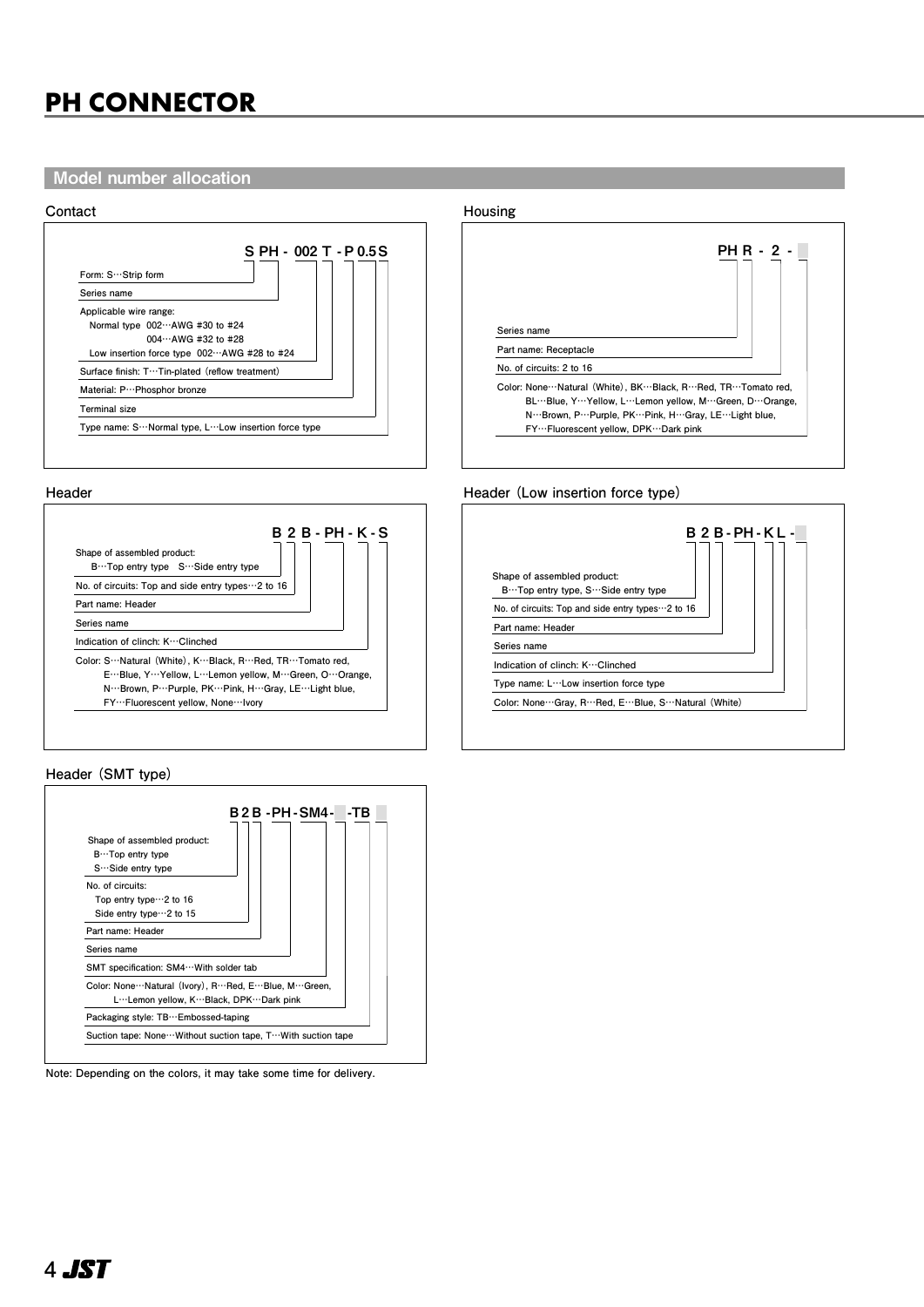# PH CONNECTOR

## Model number allocation

### Contact

**S PH - 002 T - P 0.5 S**

- Form: S…Strip form
- Series name
- Applicable wire range:
  - Normal type 002…AWG #30 to #24
  - 004…AWG #32 to #28
  - Low insertion force type 002…AWG #28 to #24
- Surface finish: T…Tin-plated (reflow treatment)
- Material: P…Phosphor bronze
- Terminal size
- Type name: S…Normal type, L…Low insertion force type

### Housing

**PH R - 2 - □**

- Series name
- Part name: Receptacle
- No. of circuits: 2 to 16
- Color: None…Natural (White), BK…Black, R…Red, TR…Tomato red, BL…Blue, Y…Yellow, L…Lemon yellow, M…Green, D…Orange, N…Brown, P…Purple, PK…Pink, H…Gray, LE…Light blue, FY…Fluorescent yellow, DPK…Dark pink

### Header

**B 2 B - PH - K - S**

- Shape of assembled product: B…Top entry type S…Side entry type
- No. of circuits: Top and side entry types…2 to 16
- Part name: Header
- Series name
- Indication of clinch: K…Clinched
- Color: S…Natural (White), K…Black, R…Red, TR…Tomato red, E…Blue, Y…Yellow, L…Lemon yellow, M…Green, O…Orange, N…Brown, P…Purple, PK…Pink, H…Gray, LE…Light blue, FY…Fluorescent yellow, None…Ivory

### Header (Low insertion force type)

**B 2 B - PH - K L - □**

- Shape of assembled product: B…Top entry type, S…Side entry type
- No. of circuits: Top and side entry types…2 to 16
- Part name: Header
- Series name
- Indication of clinch: K…Clinched
- Type name: L…Low insertion force type
- Color: None…Gray, R…Red, E…Blue, S…Natural (White)

### Header (SMT type)

**B 2 B - PH - SM4- □ -TB □**

- Shape of assembled product:
  - B…Top entry type
  - S…Side entry type
- No. of circuits:
  - Top entry type…2 to 16
  - Side entry type…2 to 15
- Part name: Header
- Series name
- SMT specification: SM4…With solder tab
- Color: None…Natural (Ivory), R…Red, E…Blue, M…Green, L…Lemon yellow, K…Black, DPK…Dark pink
- Packaging style: TB…Embossed-taping
- Suction tape: None…Without suction tape, T…With suction tape

Note: Depending on the colors, it may take some time for delivery.